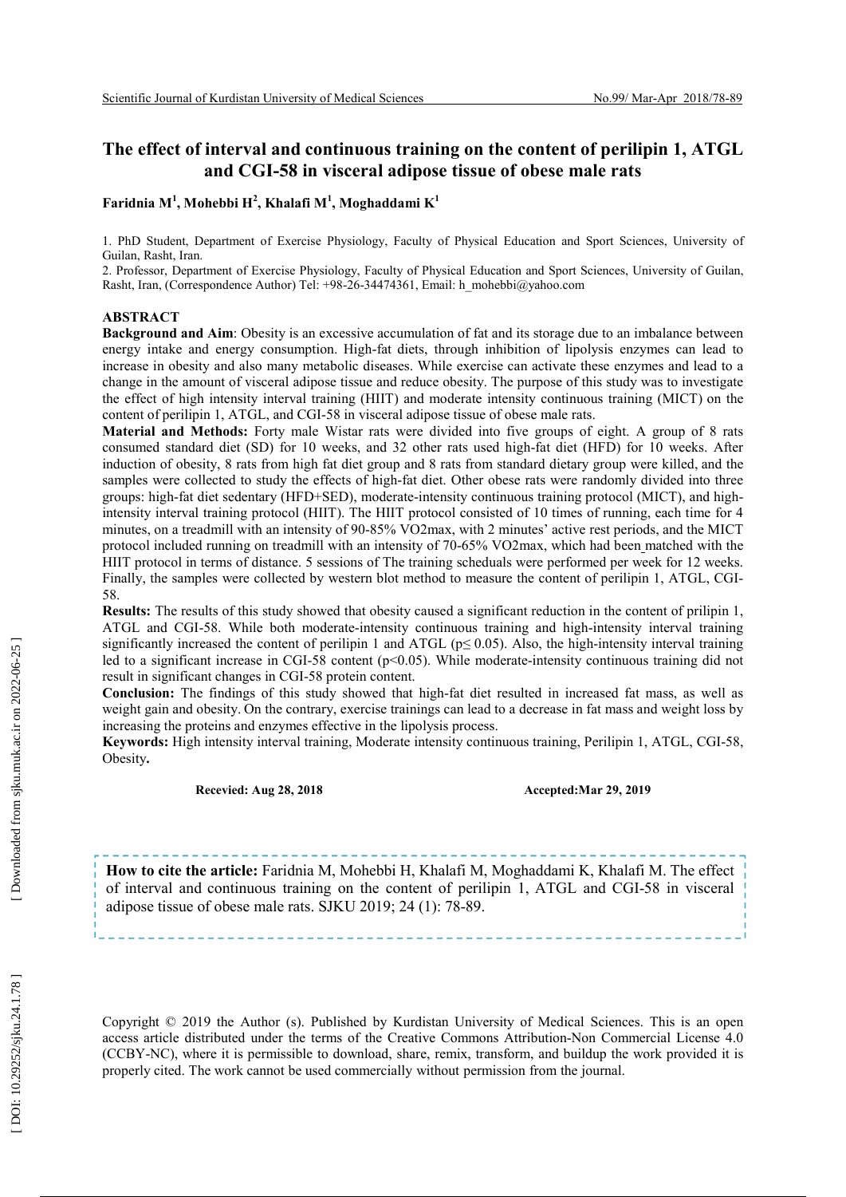# The effect of interval and continuous training on the content of perilipin 1, ATGL and CGI-58 in visceral adipose tissue of obese male rats

**Faridnia M[1], Mohebbi H[2], Khalafi M[1], Moghaddami K[1]**

1. PhD Student, Department of Exercise Physiology, Faculty of Physical Education and Sport Sciences, University of Guilan, Rasht, Iran.
2. Professor, Department of Exercise Physiology, Faculty of Physical Education and Sport Sciences, University of Guilan, Rasht, Iran, (Correspondence Author) Tel: +98-26-34474361, Email: h_mohebbi@yahoo.com

## ABSTRACT

**Background and Aim**: Obesity is an excessive accumulation of fat and its storage due to an imbalance between energy intake and energy consumption. High-fat diets, through inhibition of lipolysis enzymes can lead to increase in obesity and also many metabolic diseases. While exercise can activate these enzymes and lead to a change in the amount of visceral adipose tissue and reduce obesity. The purpose of this study was to investigate the effect of high intensity interval training (HIIT) and moderate intensity continuous training (MICT) on the content of perilipin 1, ATGL, and CGI-58 in visceral adipose tissue of obese male rats.

**Material and Methods:** Forty male Wistar rats were divided into five groups of eight. A group of 8 rats consumed standard diet (SD) for 10 weeks, and 32 other rats used high-fat diet (HFD) for 10 weeks. After induction of obesity, 8 rats from high fat diet group and 8 rats from standard dietary group were killed, and the samples were collected to study the effects of high-fat diet. Other obese rats were randomly divided into three groups: high-fat diet sedentary (HFD+SED), moderate-intensity continuous training protocol (MICT), and high-intensity interval training protocol (HIIT). The HIIT protocol consisted of 10 times of running, each time for 4 minutes, on a treadmill with an intensity of 90-85% VO2max, with 2 minutes' active rest periods, and the MICT protocol included running on treadmill with an intensity of 70-65% VO2max, which had been matched with the HIIT protocol in terms of distance. 5 sessions of The training scheduals were performed per week for 12 weeks. Finally, the samples were collected by western blot method to measure the content of perilipin 1, ATGL, CGI-58.

**Results:** The results of this study showed that obesity caused a significant reduction in the content of prilipin 1, ATGL and CGI-58. While both moderate-intensity continuous training and high-intensity interval training significantly increased the content of perilipin 1 and ATGL ($p \leq 0.05$). Also, the high-intensity interval training led to a significant increase in CGI-58 content ($p<0.05$). While moderate-intensity continuous training did not result in significant changes in CGI-58 protein content.

**Conclusion:** The findings of this study showed that high-fat diet resulted in increased fat mass, as well as weight gain and obesity. On the contrary, exercise trainings can lead to a decrease in fat mass and weight loss by increasing the proteins and enzymes effective in the lipolysis process.

**Keywords:** High intensity interval training, Moderate intensity continuous training, Perilipin 1, ATGL, CGI-58, Obesity**.**

**Recevied: Aug 28, 2018** **Accepted:Mar 29, 2019**

**How to cite the article:** Faridnia M, Mohebbi H, Khalafi M, Moghaddami K, Khalafi M. The effect of interval and continuous training on the content of perilipin 1, ATGL and CGI-58 in visceral adipose tissue of obese male rats. SJKU 2019; 24 (1): 78-89.

Copyright © 2019 the Author (s). Published by Kurdistan University of Medical Sciences. This is an open access article distributed under the terms of the Creative Commons Attribution-Non Commercial License 4.0 (CCBY-NC), where it is permissible to download, share, remix, transform, and buildup the work provided it is properly cited. The work cannot be used commercially without permission from the journal.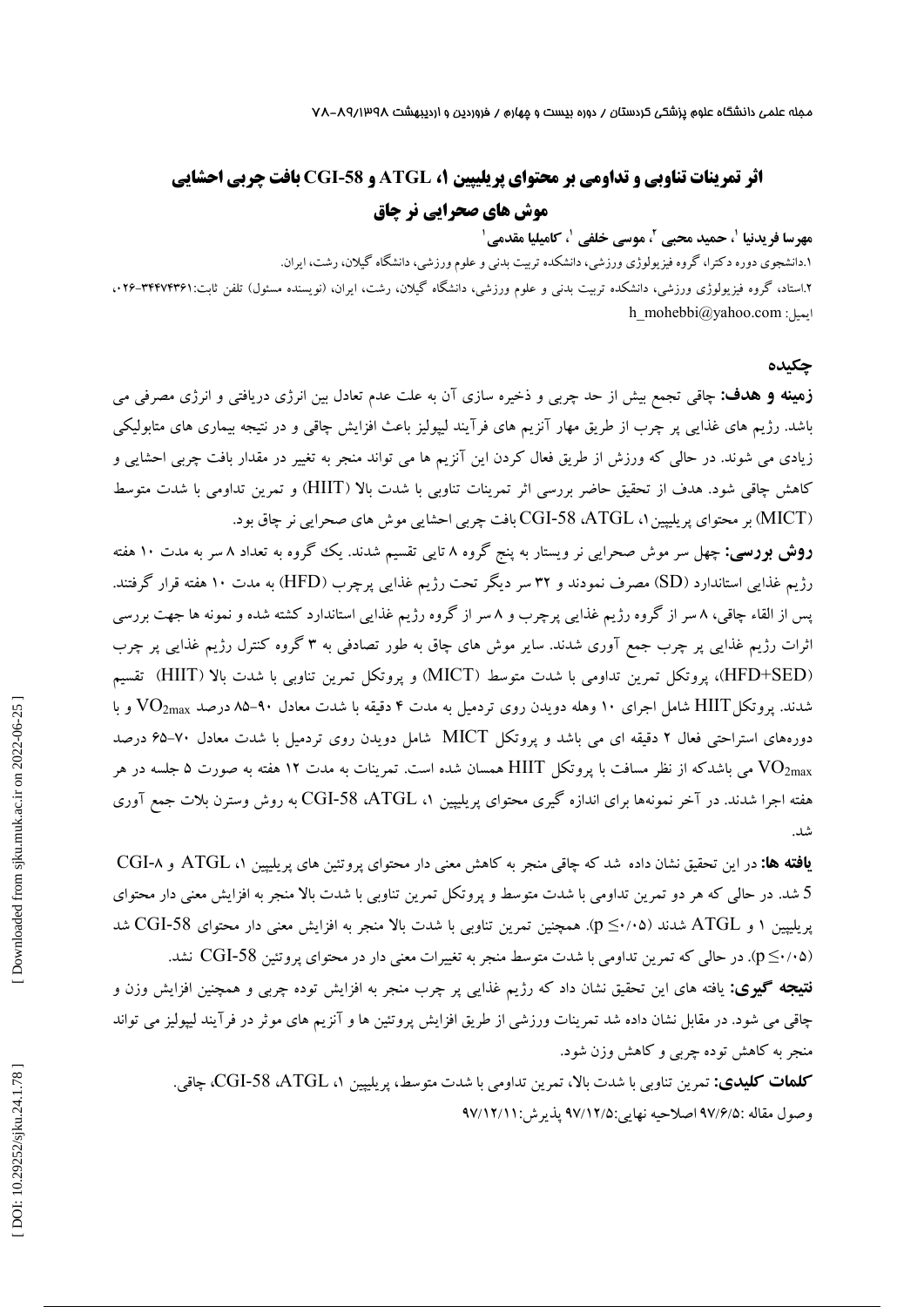# اثر تمرینات تناوبی و تداومی بر محتوای پریلیپین ۱، ATGL و CGI-58 بافت چربی احشایی موش های صحرایی نر چاق

**مهرسا فریدنیا [۱]، حمید محبی [۲]، موسی خلفی [۱]، کامیلیا مقدمی [۱]**

۱.دانشجوی دوره دکترا، گروه فیزیولوژی ورزشی، دانشکده تربیت بدنی و علوم ورزشی، دانشگاه گیلان، رشت، ایران.

۲.استاد، گروه فیزیولوژی ورزشی، دانشکده تربیت بدنی و علوم ورزشی، دانشگاه گیلان، رشت، ایران، (نویسنده مسئول) تلفن ثابت:۳۴۴۷۴۳۶۱-۰۲۶، ایمیل: h_mohebbi@yahoo.com

## چکیده

**زمینه و هدف:** چاقی تجمع بیش از حد چربی و ذخیره سازی آن به علت عدم تعادل بین انرژی دریافتی و انرژی مصرفی می باشد. رژیم های غذایی پر چرب از طریق مهار آنزیم های فرآیند لیپولیز باعث افزایش چاقی و در نتیجه بیماری های متابولیکی زیادی می شوند. در حالی که ورزش از طریق فعال کردن این آنزیم ها می تواند منجر به تغییر در مقدار بافت چربی احشایی و کاهش چاقی شود. هدف از تحقیق حاضر بررسی اثر تمرینات تناوبی با شدت بالا (HIIT) و تمرین تداومی با شدت متوسط (MICT) بر محتوای پریلیپین۱، ATGL، CGI-58 بافت چربی احشایی موش های صحرایی نر چاق بود.

**روش بررسی:** چهل سر موش صحرایی نر ویستار به پنج گروه ۸ تایی تقسیم شدند. یک گروه به تعداد ۸ سر به مدت ۱۰ هفته رژیم غذایی استاندارد (SD) مصرف نمودند و ۳۲ سر دیگر تحت رژیم غذایی پرچرب (HFD) به مدت ۱۰ هفته قرار گرفتند. پس از القاء چاقی، ۸ سر از گروه رژیم غذایی پرچرب و ۸ سر از گروه رژیم غذایی استاندارد کشته شده و نمونه ها جهت بررسی اثرات رژیم غذایی پر چرب جمع آوری شدند. سایر موش های چاق به طور تصادفی به ۳ گروه کنترل رژیم غذایی پر چرب (HFD+SED)، پروتکل تمرین تداومی با شدت متوسط (MICT) و پروتکل تمرین تناوبی با شدت بالا (HIIT) تقسیم شدند. پروتکل HIIT شامل اجرای ۱۰ وهله دویدن روی تردمیل به مدت ۴ دقیقه با شدت معادل ۹۰-۸۵ درصد $VO_{2max}$ و با دوره‌های استراحتی فعال ۲ دقیقه ای می باشد و پروتکل MICT شامل دویدن روی تردمیل با شدت معادل ۷۰-۶۵ درصد $VO_{2max}$ می باشدکه از نظر مسافت با پروتکل HIIT همسان شده است. تمرینات به مدت ۱۲ هفته به صورت ۵ جلسه در هر هفته اجرا شدند. در آخر نمونه‌ها برای اندازه گیری محتوای پریلیپین ۱، ATGL، CGI-58 به روش وسترن بلات جمع آوری شد.

**یافته ها:** در این تحقیق نشان داده شد که چاقی منجر به کاهش معنی دار محتوای پروتئین های پریلیپین ۱، ATGL و CGI-۸ 5 شد. در حالی که هر دو تمرین تداومی با شدت متوسط و پروتکل تمرین تناوبی با شدت بالا منجر به افزایش معنی دار در محتوای پریلیپین ۱ و ATGL شدند ($p \leq ۰/۰۵$). همچنین تمرین تناوبی با شدت بالا منجر به افزایش معنی دار در محتوای CGI-58 شد ($p \leq ۰/۰۵$). در حالی که تمرین تداومی با شدت متوسط منجر به تغییرات معنی دار در محتوای پروتئین CGI-58 نشد.

**نتیجه گیری:** یافته های این تحقیق نشان داد که رژیم غذایی پر چرب منجر به افزایش توده چربی و همچنین افزایش وزن و چاقی می شود. در مقابل نشان داده شد تمرینات ورزشی از طریق افزایش پروتئین ها و آنزیم های موثر در فرآیند لیپولیز می تواند منجر به کاهش توده چربی و کاهش وزن شود.

**کلمات کلیدی:** تمرین تناوبی با شدت بالا، تمرین تداومی با شدت متوسط، پریلیپین ۱، ATGL، CGI-58، چاقی.

وصول مقاله :۹۷/۶/۵ اصلاحیه نهایی:۹۷/۱۲/۵ پذیرش:۹۷/۱۲/۱۱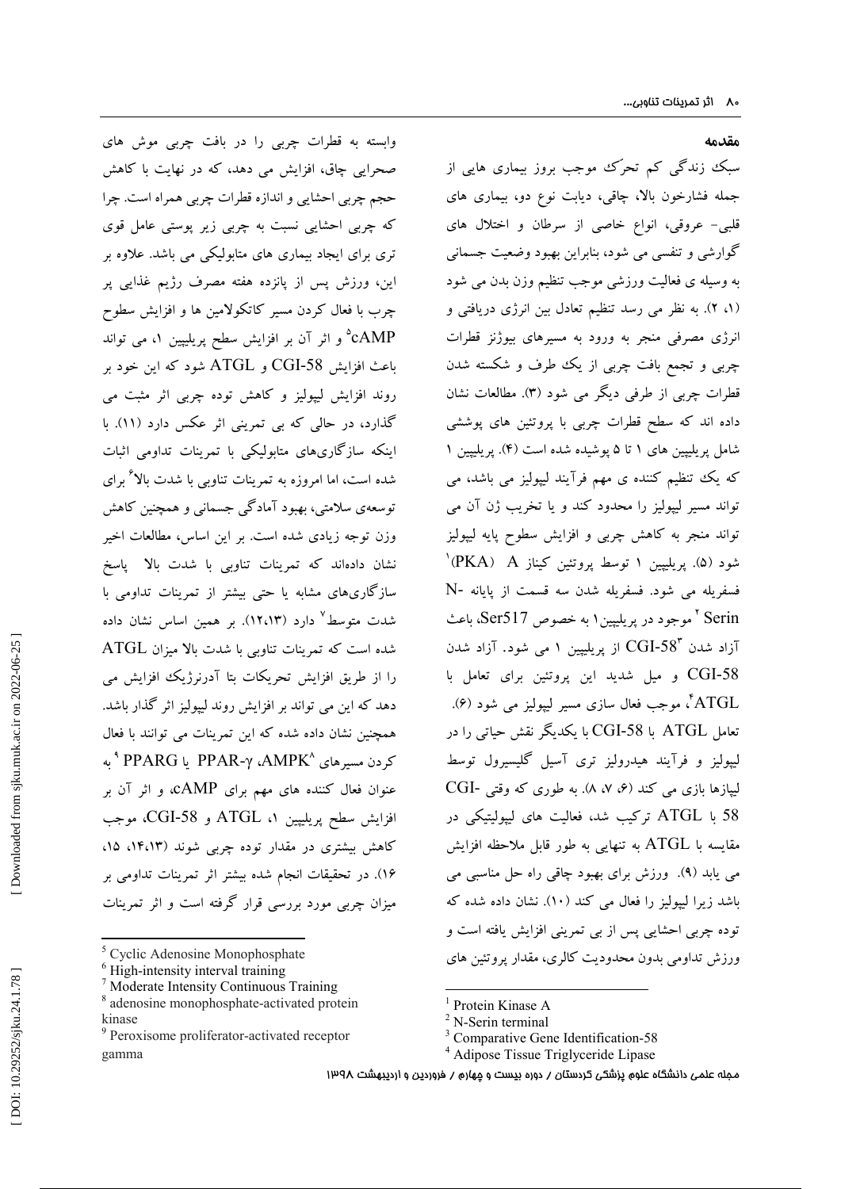## مقدمه

سبک زندگی کم تحرّک موجب بروز بیماری هایی از جمله فشارخون بالا، چاقی، دیابت نوع دو، بیماری های قلبی- عروقی، انواع خاصی از سرطان و اختلال های گوارشی و تنفسی می شود، بنابراین بهبود وضعیت جسمانی به وسیله ی فعالیت ورزشی موجب تنظیم وزن بدن می شود (۱، ۲). به نظر می رسد تنظیم تعادل بین انرژی دریافتی و انرژی مصرفی منجر به ورود به مسیرهای بیوژنز قطرات چربی و تجمع بافت چربی از یک طرف و شکسته شدن قطرات چربی از طرفی دیگر می شود (۳). مطالعات نشان داده اند که سطح قطرات چربی با پروتئین های پوششی شامل پریلیپین های ۱ تا ۵ پوشیده شده است (۴). پریلیپین ۱ که یک تنظیم کننده ی مهم فرآیند لیپولیز می باشد، می تواند مسیر لیپولیز را محدود کند و یا تخریب ژن آن می تواند منجر به کاهش چربی و افزایش سطوح پایه لیپولیز شود (۵). پریلیپین ۱ توسط پروتئین کیناز A (PKA)[1] فسفریله می شود. فسفریله شدن سه قسمت از پایانه N-Serin[2] موجود در پریلیپین۱ به خصوص Ser517، باعث آزاد شدن CGI-58[3] از پریلیپین ۱ می شود. آزاد شدن CGI-58 و میل شدید این پروتئین برای تعامل با ATGL[4]، موجب فعال سازی مسیر لیپولیز می شود (۶). تعامل ATGL با CGI-58 با یکدیگر نقش حیاتی را در لیپولیز و فرآیند هیدرولیز تری آسیل گلیسیرول توسط لیپازها بازی می کند (۶، ۷، ۸). به طوری که وقتی CGI-58 با ATGL ترکیب شد، فعالیت های لیپولیتیکی در مقایسه با ATGL به تنهایی به طور قابل ملاحظه افزایش می یابد (۹). ورزش برای بهبود چاقی راه حل مناسبی می باشد زیرا لیپولیز را فعال می کند (۱۰). نشان داده شده که توده چربی احشایی پس از بی تمرینی افزایش یافته است و ورزش تداومی بدون محدودیت کالری، مقدار پروتئین های وابسته به قطرات چربی را در بافت چربی موش های صحرایی چاق، افزایش می دهد، که در نهایت با کاهش حجم چربی احشایی و اندازه قطرات چربی همراه است. چرا که چربی احشایی نسبت به چربی زیر پوستی عامل قوی تری برای ایجاد بیماری های متابولیکی می باشد. علاوه بر این، ورزش پس از پانزده هفته مصرف رژیم غذایی پر چرب با فعال کردن مسیر کاتکولامین ها و افزایش سطوح cAMP[5] و اثر آن بر افزایش سطح پریلیپین ۱، می تواند باعث افزایش CGI-58 و ATGL شود که این خود بر روند افزایش لیپولیز و کاهش توده چربی اثر مثبت می گذارد، در حالی که بی تمرینی اثر عکس دارد (۱۱). با اینکه سازگاری‌های متابولیکی با تمرینات تداومی اثبات شده است، اما امروزه به تمرینات تناوبی با شدت بالا[6] برای توسعه‌ی سلامتی، بهبود آمادگی جسمانی و همچنین کاهش وزن توجه زیادی شده است. بر این اساس، مطالعات اخیر نشان داده‌اند که تمرینات تناوبی با شدت بالا پاسخ سازگاری‌های مشابه یا حتی بیشتر از تمرینات تداومی با شدت متوسط[7] دارد (۱۲،۱۳). بر همین اساس نشان داده شده است که تمرینات تناوبی با شدت بالا میزان ATGL را از طریق افزایش تحریکات بتا آدرنرژیک افزایش می دهد که این می تواند بر افزایش روند لیپولیز اثر گذار باشد. همچنین نشان داده شده که این تمرینات می توانند با فعال کردن مسیرهای AMPK[8]، PPAR-γ یا PPARG[9] به عنوان فعال کننده های مهم برای cAMP، و اثر آن بر افزایش سطح پریلیپین ۱، ATGL و CGI-58، موجب کاهش بیشتری در مقدار توده چربی شوند (۱۳،۱۴، ۱۵، ۱۶). در تحقیقات انجام شده بیشتر اثر تمرینات تداومی بر میزان چربی مورد بررسی قرار گرفته است و اثر تمرینات

---

[1] Protein Kinase A
[2] N-Serin terminal
[3] Comparative Gene Identification-58
[4] Adipose Tissue Triglyceride Lipase
[5] Cyclic Adenosine Monophosphate
[6] High-intensity interval training
[7] Moderate Intensity Continuous Training
[8] adenosine monophosphate-activated protein kinase
[9] Peroxisome proliferator-activated receptor gamma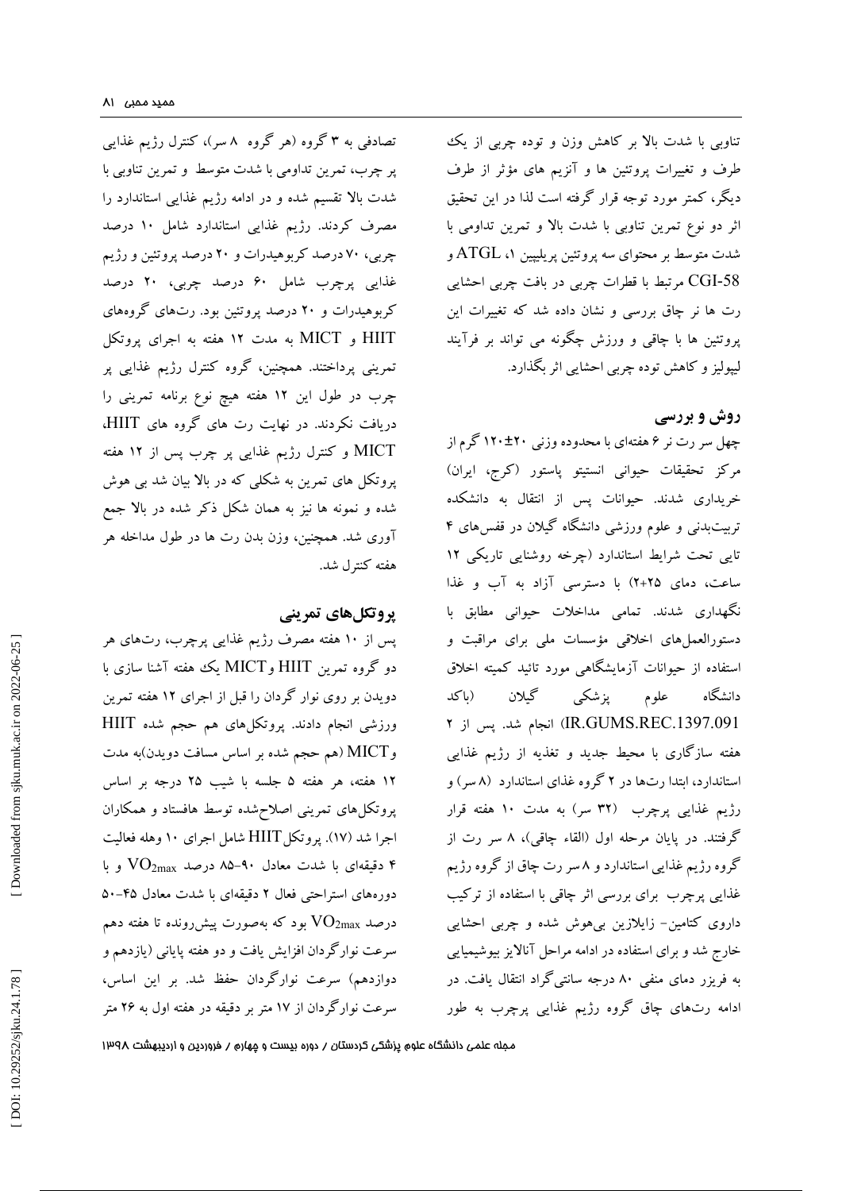تناوبی با شدت بالا بر کاهش وزن و توده چربی از یک طرف و تغییرات پروتئین ها و آنزیم های مؤثر از طرف دیگر، کمتر مورد توجه قرار گرفته است لذا در این تحقیق اثر دو نوع تمرین تناوبی با شدت بالا و تمرین تداومی با شدت متوسط بر محتوای سه پروتئین پریلیپین ۱، ATGL و CGI-58 مرتبط با قطرات چربی در بافت چربی احشایی رت ها نر چاق بررسی و نشان داده شد که تغییرات این پروتئین ها با چاقی و ورزش چگونه می تواند بر فرآیند لیپولیز و کاهش توده چربی احشایی اثر بگذارد.

## روش و بررسی

چهل سر رت نر ۶ هفته‌ای با محدوده وزنی ۲۰±۱۲۰ گرم از مرکز تحقیقات حیوانی انستیتو پاستور (کرج، ایران) خریداری شدند. حیوانات پس از انتقال به دانشکده تربیت‌بدنی و علوم ورزشی دانشگاه گیلان در قفس‌های ۴ تایی تحت شرایط استاندارد (چرخه روشنایی تاریکی ۱۲ ساعت، دمای ۲+۲۵) با دسترسی آزاد به آب و غذا نگهداری شدند. تمامی مداخلات حیوانی مطابق با دستورالعمل‌های اخلاقی مؤسسات ملی برای مراقبت و استفاده از حیوانات آزمایشگاهی مورد تائید کمیته اخلاق دانشگاه علوم پزشکی گیلان (باکد IR.GUMS.REC.1397.091) انجام شد. پس از ۲ هفته سازگاری با محیط جدید و تغذیه از رژیم غذایی استاندارد، ابتدا رت‌ها در ۲ گروه غذای استاندارد (۸ سر) و رژیم غذایی پرچرب (۳۲ سر) به مدت ۱۰ هفته قرار گرفتند. در پایان مرحله اول (القاء چاقی)، ۸ سر رت از گروه رژیم غذایی استاندارد و ۸ سر رت چاق از گروه رژیم غذایی پرچرب برای بررسی اثر چاقی با استفاده از ترکیب داروی کتامین- زایلازین بی‌هوش شده و چربی احشایی خارج شد و برای استفاده در ادامه مراحل آنالایز بیوشیمیایی به فریزر دمای منفی ۸۰ درجه سانتی‌گراد انتقال یافت. در ادامه رت‌های چاق گروه رژیم غذایی پرچرب به طور تصادفی به ۳ گروه (هر گروه ۸ سر)، کنترل رژیم غذایی پر چرب، تمرین تداومی با شدت متوسط و تمرین تناوبی با شدت بالا تقسیم شده و در ادامه رژیم غذایی استاندارد را مصرف کردند. رژیم غذایی استاندارد شامل ۱۰ درصد چربی، ۷۰ درصد کربوهیدرات و ۲۰ درصد پروتئین و رژیم غذایی پرچرب شامل ۶۰ درصد چربی، ۲۰ درصد کربوهیدرات و ۲۰ درصد پروتئین بود. رت‌های گروه‌های HIIT و MICT به مدت ۱۲ هفته به اجرای پروتکل تمرینی پرداختند. همچنین، گروه کنترل رژیم غذایی پر چرب در طول این ۱۲ هفته هیچ نوع برنامه تمرینی را دریافت نکردند. در نهایت رت های گروه های HIIT، MICT و کنترل رژیم غذایی پر چرب پس از ۱۲ هفته پروتکل های تمرین به شکلی که در بالا بیان شد بی هوش شده و نمونه ها نیز به همان شکل ذکر شده در بالا جمع آوری شد. همچنین، وزن بدن رت ها در طول مداخله هر هفته کنترل شد.

### پروتکل‌های تمرینی

پس از ۱۰ هفته مصرف رژیم غذایی پرچرب، رت‌های هر دو گروه تمرین HIIT وMICT یک هفته آشنا سازی با دویدن بر روی نوار گردان را قبل از اجرای ۱۲ هفته تمرین ورزشی انجام دادند. پروتکل‌های هم حجم شده HIIT وMICT (هم حجم شده بر اساس مسافت دویدن)به مدت ۱۲ هفته، هر هفته ۵ جلسه با شیب ۲۵ درجه بر اساس پروتکل‌های تمرینی اصلاح‌شده توسط هافستاد و همکاران اجرا شد (۱۷). پروتکل HIIT شامل اجرای ۱۰ وهله فعالیت ۴ دقیقه‌ای با شدت معادل ۹۰-۸۵ درصد $VO_{2max}$ و با دوره‌های استراحتی فعال ۲ دقیقه‌ای با شدت معادل ۴۵-۵۰ درصد $VO_{2max}$ بود که به‌صورت پیش‌رونده تا هفته دهم سرعت نوارگردان افزایش یافت و دو هفته پایانی (یازدهم و دوازدهم) سرعت نوارگردان حفظ شد. بر این اساس، سرعت نوارگردان از ۱۷ متر بر دقیقه در هفته اول به ۲۶ متر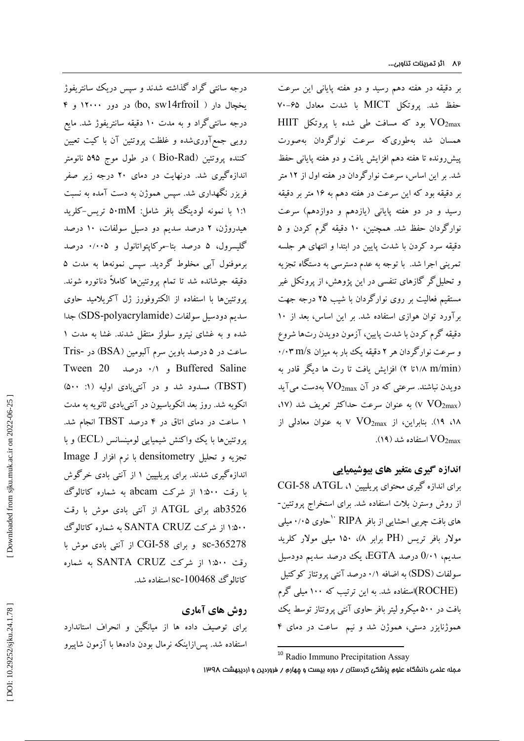بر دقیقه در هفته دهم رسید و دو هفته پایانی این سرعت حفظ شد. پروتکل MICT با شدت معادل ۶۵-۷۰ $VO_{2max}$ بود که مسافت طی شده با پروتکل HIIT همسان شد به‌طوری‌که سرعت نوارگردان به‌صورت پیش‌رونده تا هفته دهم افزایش یافت و دو هفته پایانی حفظ شد. بر این اساس، سرعت نوارگردان در هفته اول از ۱۲ متر بر دقیقه بود که این سرعت در هفته دهم به ۱۶ متر بر دقیقه رسید و در دو هفته پایانی (یازدهم و دوازدهم) سرعت نوارگردان حفظ شد. همچنین، ۱۰ دقیقه گرم کردن و ۵ دقیقه سرد کردن با شدت پایین در ابتدا و انتهای هر جلسه تمرینی اجرا شد. با توجه به عدم دسترسی به دستگاه تجزیه و تحلیل‌گر گازهای تنفسی در این پژوهش، از پروتکل غیر مستقیم فعالیت بر روی نوارگردان با شیب ۲۵ درجه جهت برآورد توان هوازی استفاده شد. بر این اساس، بعد از ۱۰ دقیقه گرم کردن با شدت پایین، آزمون دویدن رت‌ها شروع و سرعت نوارگردان هر ۲ دقیقه یک بار به میزان ۰/۰۳ m/s (۱/۸تا ۲ m/min) افزایش یافت تا رت ها دیگر قادر به دویدن نباشند. سرعتی که در آن $VO_{2max}$ به‌دست می‌آید ($v\ VO_{2max}$) به عنوان سرعت حداکثر تعریف شد (۱۷، ۱۸، ۱۹). بنابراین، از $v\ VO_{2max}$ به عنوان معادلی از $VO_{2max}$ استفاده شد (۱۹).

## اندازه گیری متغیر های بیوشیمیایی

برای اندازه گیری محتوای پریلیپین ۱، ATGL، CGI-58 از روش وسترن بلات استفاده شد. برای استخراج پروتئین-های بافت چربی احشایی از بافر RIPA [10] حاوی ۰/۰۵ میلی مولار بافر تریس (PH برابر ۸)، ۱۵۰ میلی مولار کلرید سدیم، 0/۰۱ درصد EGTA، یک درصد سدیم دودسیل سولفات (SDS) به اضافه ۰/۱ درصد آنتی پروتئاز کوکتیل (ROCHE)استفاده شد. به این ترتیب که ۱۰۰ میلی گرم بافت در ۵۰۰ میکرو لیتر بافر حاوی آنتی پروتئاز توسط یک هموژنایزر دستی، هموژن شد و نیم ساعت در دمای ۴ درجه سانتی گراد گذاشته شدند و سپس دریک سانتریفوژ یخچال دار ( bo, sw14rfroil) در دور ۱۲۰۰۰ و ۴ درجه سانتی‌گراد و به مدت ۱۰ دقیقه سانتریفوژ شد. مایع رویی جمع‌آوری‌شده و غلظت پروتئین آن با کیت تعیین کننده پروتئین (Bio-Rad ) در طول موج ۵۹۵ نانومتر اندازه‌گیری شد. درنهایت در دمای ۲۰ درجه زیر صفر فریزر نگهداری شد. سپس هموژن به دست آمده به نسبت ۱:۱ با نمونه لودینگ بافر شامل: ۵۰mM تریس-کلرید هیدروژن، ۲ درصد سدیم دو دسیل سولفات، ۱۰ درصد گلیسرول، ۵ درصد بتا-مرکاپتواتانول و ۰/۰۰۵ درصد برموفنول آبی مخلوط گردید. سپس نمونه‌ها به مدت ۵ دقیقه جوشانده شد تا تمام پروتئین‌ها کاملاً دناتوره شوند. پروتئین‌ها با استفاده از الکتروفورز ژل آکریلامید حاوی سدیم دودسیل سولفات (SDS-polyacrylamide) جدا شده و به غشای نیترو سلولز منتقل شدند. غشا به مدت ۱ ساعت در ۵ درصد باوین سرم آلبومین (BSA) در -Tris Buffered Saline و ۰/۱ درصد Tween 20 (TBST) مسدود شد و در آنتی‌بادی اولیه (۱: ۵۰۰) انکوبه شد. روز بعد انکوباسیون در آنتی‌بادی ثانویه به مدت ۱ ساعت در دمای اتاق در ۴ درصد TBST انجام شد. پروتئین‌ها با یک واکنش شیمیایی لومینسانس (ECL) و با تجزیه و تحلیل densitometry با نرم افزار Image J اندازه‌گیری شدند. برای پریلیپین ۱ از آنتی بادی خرگوش با رقت ۱:۵۰۰ از شرکت abcam به شماره کاتالوگ ab3526، برای ATGL از آنتی بادی موش با رقت ۱:۵۰۰ از شرکت SANTA CRUZ به شماره کاتالوگ sc-365278 و برای CGI-58 از آنتی بادی موش با رقت ۱:۵۰۰ از شرکت SANTA CRUZ به شماره کاتالوگ sc-100468 استفاده شد.

## روش های آماری

برای توصیف داده ها از میانگین و انحراف استاندارد استفاده شد. پس‌ازاینکه نرمال بودن داده‌ها با آزمون شاپیرو

[10] Radio Immuno Precipitation Assay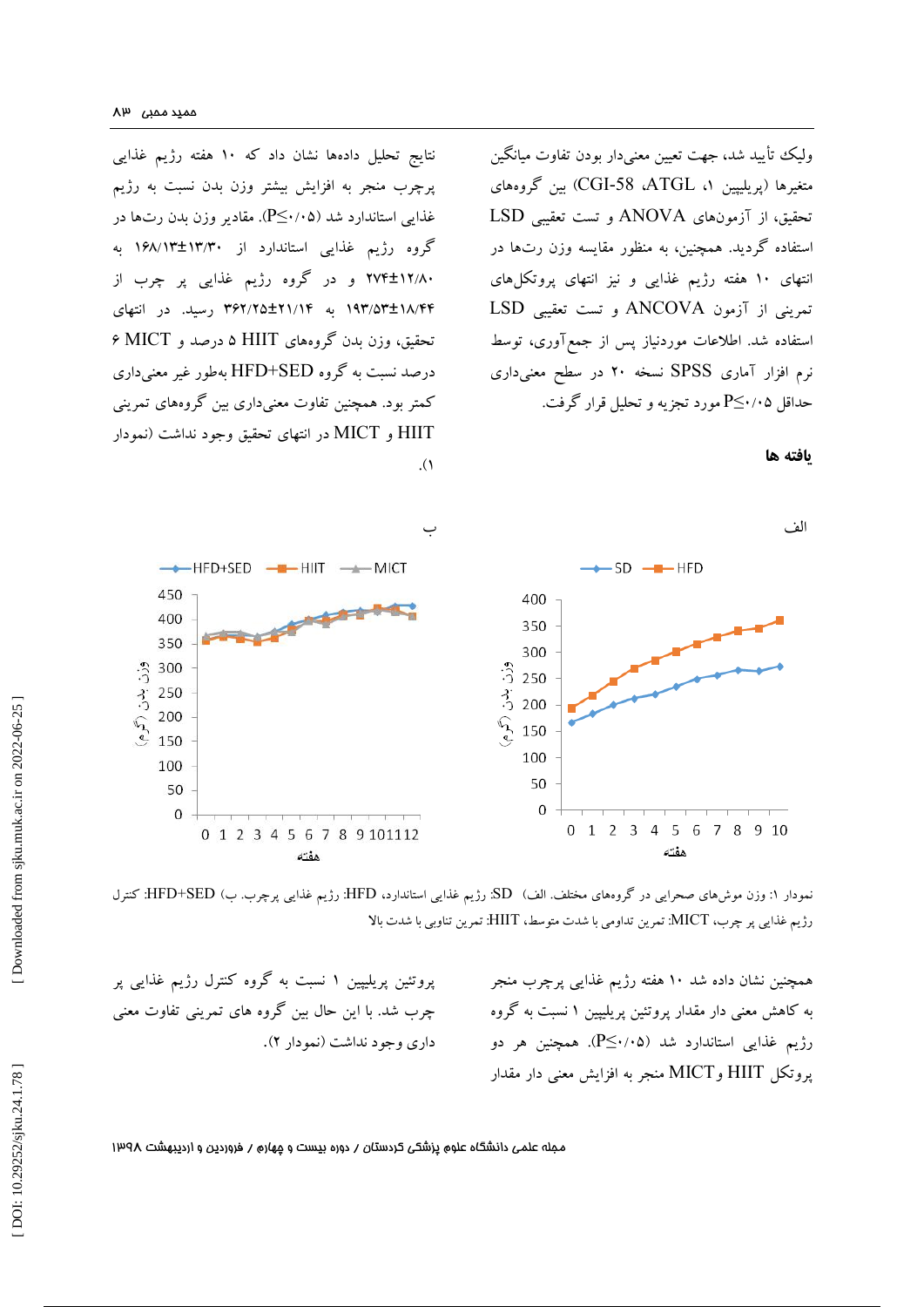ولیک تأیید شد، جهت تعیین معنی‌دار بودن تفاوت میانگین متغیرها (پریلیپین ۱، ATGL، CGI-58) بین گروه‌های تحقیق، از آزمون‌های ANOVA و تست تعقیبی LSD استفاده گردید. همچنین، به منظور مقایسه وزن رت‌ها در انتهای ۱۰ هفته رژیم غذایی و نیز انتهای پروتکل‌های تمرینی از آزمون ANCOVA و تست تعقیبی LSD استفاده شد. اطلاعات موردنیاز پس از جمع‌آوری، توسط نرم افزار آماری SPSS نسخه ۲۰ در سطح معنی‌داری حداقل P≤۰/۰۵ مورد تجزیه و تحلیل قرار گرفت.

## یافته ها

نتایج تحلیل داده‌ها نشان داد که ۱۰ هفته رژیم غذایی پرچرب منجر به افزایش بیشتر وزن بدن نسبت به رژیم غذایی استاندارد شد (P≤۰/۰۵). مقادیر وزن بدن رت‌ها در گروه رژیم غذایی استاندارد از ۱۶۸/۱۳±۱۳/۳۰ به ۲۷۴±۱۲/۸۰ و در گروه رژیم غذایی پر چرب از ۱۹۳/۵۳±۱۸/۴۴ به ۳۶۲/۲۵±۲۱/۱۴ رسید. در انتهای تحقیق، وزن بدن گروه‌های HIIT ۵ درصد و MICT ۶ درصد نسبت به گروه HFD+SED به‌طور غیر معنی‌داری کمتر بود. همچنین تفاوت معنی‌داری بین گروه‌های تمرینی HIIT و MICT در انتهای تحقیق وجود نداشت (نمودار ۱).

نمودار ۱: وزن موش‌های صحرایی در گروه‌های مختلف. الف) SD: رژیم غذایی استاندارد، HFD: رژیم غذایی پرچرب. ب) HFD+SED: کنترل رژیم غذایی پر چرب، MICT: تمرین تداومی با شدت متوسط، HIIT: تمرین تناوبی با شدت بالا

همچنین نشان داده شد ۱۰ هفته رژیم غذایی پرچرب منجر به کاهش معنی دار مقدار پروتئین پریلیپین ۱ نسبت به گروه رژیم غذایی استاندارد شد (P≤۰/۰۵). همچنین هر دو پروتکل HIIT و MICT منجر به افزایش معنی دار مقدار پروتئین پریلیپین ۱ نسبت به گروه کنترل رژیم غذایی پر چرب شد. با این حال بین گروه های تمرینی تفاوت معنی داری وجود نداشت (نمودار ۲).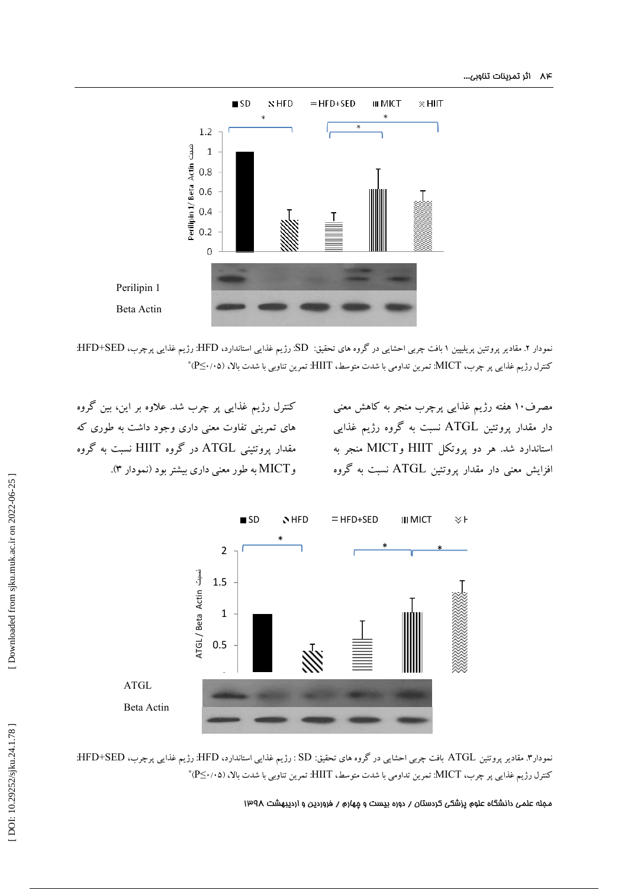نمودار ۲. مقادیر پروتئین پریلیپین ۱ بافت چربی احشایی در گروه های تحقیق: SD: رژیم غذایی استاندارد، HFD: رژیم غذایی پرچرب، HFD+SED: کنترل رژیم غذایی پر چرب، MICT: تمرین تداومی با شدت متوسط، HIIT: تمرین تناوبی با شدت بالا، (P≤۰/۰۵)*

مصرف ۱۰ هفته رژیم غذایی پرچرب منجر به کاهش معنی دار مقدار پروتئین ATGL نسبت به گروه رژیم غذایی استاندارد شد. هر دو پروتکل HIIT و MICT منجر به افزایش معنی دار مقدار پروتئین ATGL نسبت به گروه کنترل رژیم غذایی پر چرب شد. علاوه بر این، بین گروه های تمرینی تفاوت معنی داری وجود داشت به طوری که مقدار پروتئینی ATGL در گروه HIIT نسبت به گروه MICT به طور معنی داری بیشتر بود (نمودار ۳).

نمودار۳. مقادیر پروتئین ATGL بافت چربی احشایی در گروه های تحقیق: SD : رژیم غذایی استاندارد، HFD: رژیم غذایی پرچرب، HFD+SED: کنترل رژیم غذایی پر چرب، MICT: تمرین تداومی با شدت متوسط، HIIT: تمرین تناوبی با شدت بالا، (P≤۰/۰۵)*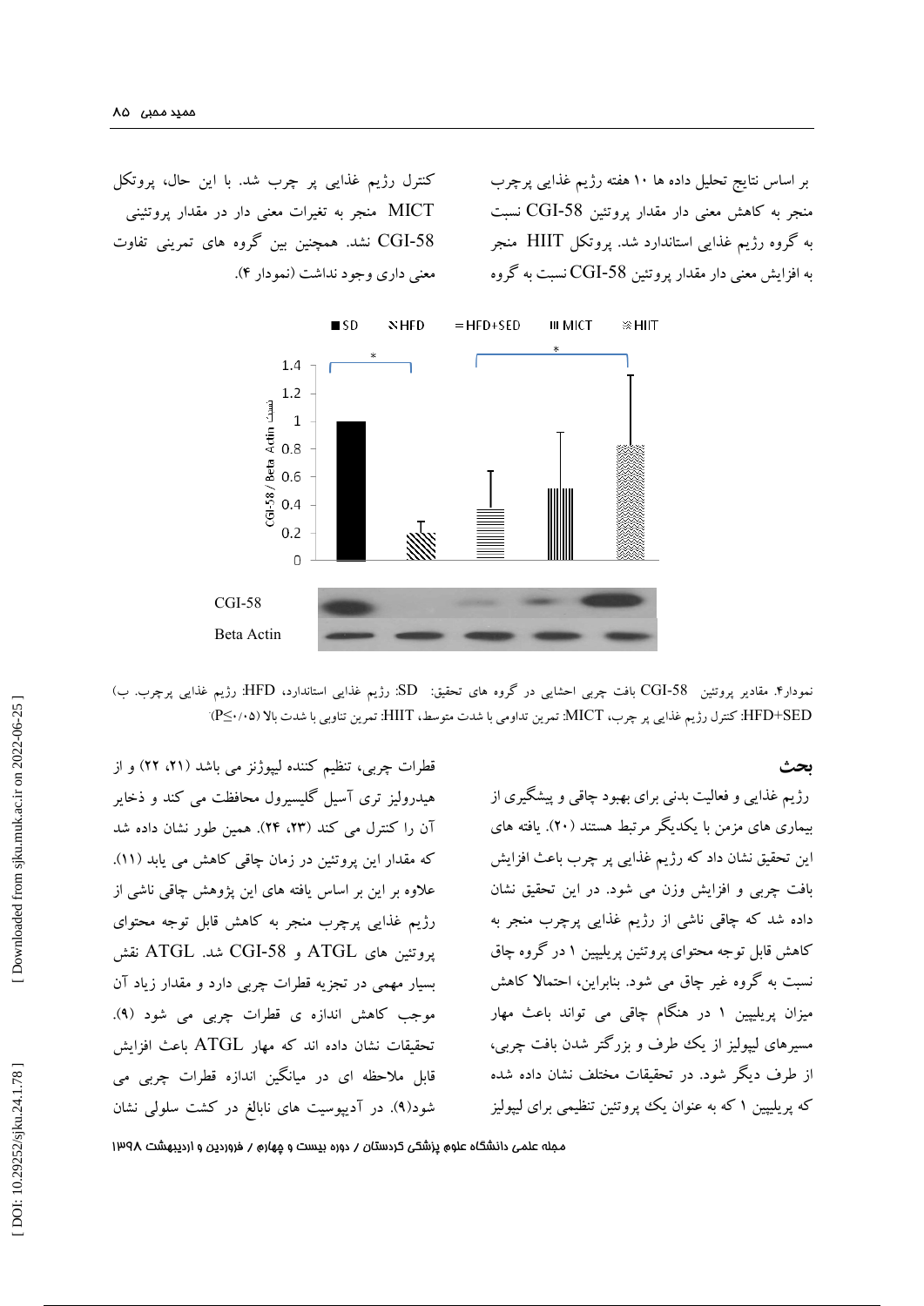بر اساس نتایج تحلیل داده ها ۱۰ هفته رژیم غذایی پرچرب منجر به کاهش معنی دار مقدار پروتئین CGI-58 نسبت به گروه رژیم غذایی استاندارد شد. پروتکل HIIT منجر به افزایش معنی دار مقدار پروتئین CGI-58 نسبت به گروه کنترل رژیم غذایی پر چرب شد. با این حال، پروتکل MICT منجر به تغیرات معنی دار در مقدار پروتئینی CGI-58 نشد. همچنین بین گروه های تمرینی تفاوت معنی داری وجود نداشت (نمودار ۴).

نمودار۴. مقادیر پروتئین CGI-58 بافت چربی احشایی در گروه های تحقیق: SD: رژیم غذایی استاندارد، HFD: رژیم غذایی پرچرب. ب) HFD+SED: کنترل رژیم غذایی پر چرب، MICT: تمرین تداومی با شدت متوسط، HIIT: تمرین تناوبی با شدت بالا (P≤۰/۰۵)

## بحث

رژیم غذایی و فعالیت بدنی برای بهبود چاقی و پیشگیری از بیماری های مزمن با یکدیگر مرتبط هستند (۲۰). یافته های این تحقیق نشان داد که رژیم غذایی پر چرب باعث افزایش بافت چربی و افزایش وزن می شود. در این تحقیق نشان داده شد که چاقی ناشی از رژیم غذایی پرچرب منجر به کاهش قابل توجه محتوای پروتئین پریلیپین ۱ در گروه چاق نسبت به گروه غیر چاق می شود. بنابراین، احتمالا کاهش میزان پریلیپین ۱ در هنگام چاقی می تواند باعث مهار مسیرهای لیپولیز از یک طرف و بزرگتر شدن بافت چربی، از طرف دیگر شود. در تحقیقات مختلف نشان داده شده که پریلیپین ۱ که به عنوان یک پروتئین تنظیمی برای لیپولیز قطرات چربی، تنظیم کننده لیپوژنز می باشد (۲۱، ۲۲) و از هیدرولیز تری آسیل گلیسیرول محافظت می کند و ذخایر آن را کنترل می کند (۲۳، ۲۴). همین طور نشان داده شد که مقدار این پروتئین در زمان چاقی کاهش می یابد (۱۱). علاوه بر این بر اساس یافته های این پژوهش چاقی ناشی از رژیم غذایی پرچرب منجر به کاهش قابل توجه محتوای پروتئین های ATGL و CGI-58 شد. ATGL نقش بسیار مهمی در تجزیه قطرات چربی دارد و مقدار زیاد آن موجب کاهش اندازه ی قطرات چربی می شود (۹). تحقیقات نشان داده اند که مهار ATGL باعث افزایش قابل ملاحظه ای در میانگین اندازه قطرات چربی می شود(۹). در آدیپوسیت های نابالغ در کشت سلولی نشان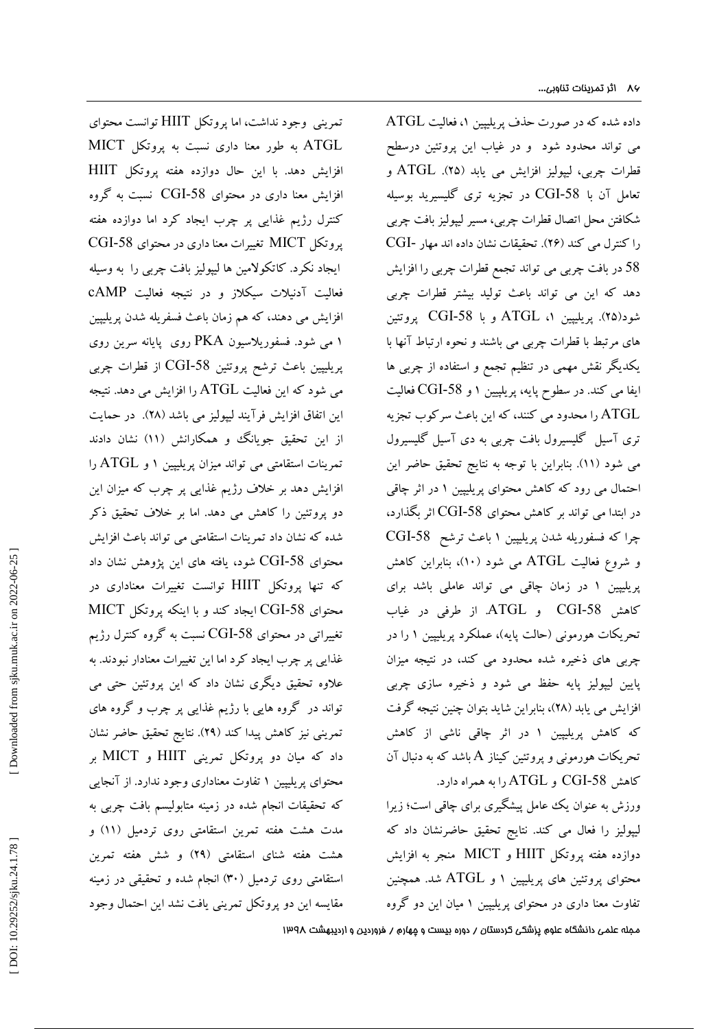داده شده که در صورت حذف پریلیپین ۱، فعالیت ATGL می تواند محدود شود و در غیاب این پروتئین درسطح قطرات چربی، لیپولیز افزایش می یابد (۲۵). ATGL و تعامل آن با CGI-58 در تجزیه تری گلیسرید بوسیله شکافتن محل اتصال قطرات چربی، مسیر لیپولیز بافت چربی را کنترل می کند (۲۶). تحقیقات نشان داده اند مهار CGI-58 در بافت چربی می تواند تجمع قطرات چربی را افزایش دهد که این می تواند باعث تولید بیشتر قطرات چربی شود(۲۵). پریلیپین ۱، ATGL و با CGI-58 پروتئین های مرتبط با قطرات چربی می باشند و نحوه ارتباط آنها با یکدیگر نقش مهمی در تنظیم تجمع و استفاده از چربی ها ایفا می کند. در سطوح پایه، پریلیپین ۱ و CGI-58 فعالیت ATGL را محدود می کنند، که این باعث سرکوب تجزیه تری آسیل گلیسیرول بافت چربی به دی آسیل گلیسیرول می شود (۱۱). بنابراین با توجه به نتایج تحقیق حاضر این احتمال می رود که کاهش محتوای پریلیپین ۱ در اثر چاقی در ابتدا می تواند بر کاهش محتوای CGI-58 اثر بگذارد، چرا که فسفوریله شدن پریلیپین ۱ باعث ترشح CGI-58 و شروع فعالیت ATGL می شود (۱۰)، بنابراین کاهش پریلیپین ۱ در زمان چاقی می تواند عاملی باشد برای کاهش CGI-58 و ATGL. از طرفی در غیاب تحریکات هورمونی (حالت پایه)، عملکرد پریلیپین ۱ را در چربی های ذخیره شده محدود می کند، در نتیجه میزان پایین لیپولیز پایه حفظ می شود و ذخیره سازی چربی افزایش می یابد (۲۸)، بنابراین شاید بتوان چنین نتیجه گرفت که کاهش پریلیپین ۱ در اثر چاقی ناشی از کاهش تحریکات هورمونی و پروتئین کیناز A باشد که به دنبال آن کاهش CGI-58 و ATGL را به همراه دارد.

ورزش به عنوان یک عامل پیشگیری برای چاقی است؛ زیرا لیپولیز را فعال می کند. نتایج تحقیق حاضرنشان داد که دوازده هفته پروتکل HIIT و MICT منجر به افزایش محتوای پروتئین های پریلیپین ۱ و ATGL شد. همچنین تفاوت معنا داری در محتوای پریلیپین ۱ میان این دو گروه تمرینی وجود نداشت، اما پروتکل HIIT توانست محتوای ATGL به طور معنا داری نسبت به پروتکل MICT افزایش دهد. با این حال دوازده هفته پروتکل HIIT افزایش معنا داری در محتوای CGI-58 نسبت به گروه کنترل رژیم غذایی پر چرب ایجاد کرد اما دوازده هفته پروتکل MICT تغییرات معنا داری در محتوای CGI-58 ایجاد نکرد. کاتکولامین ها لیپولیز بافت چربی را به وسیله فعالیت آدنیلات سیکلاز و در نتیجه فعالیت cAMP افزایش می دهند، که هم زمان باعث فسفریله شدن پریلیپین ۱ می شود. فسفوریلاسیون PKA روی پایانه سرین روی پریلیپین باعث ترشح پروتئین CGI-58 از قطرات چربی می شود که این فعالیت ATGL را افزایش می دهد. نتیجه این اتفاق افزایش فرآیند لیپولیز می باشد (۲۸). در حمایت از این تحقیق جوینگ و همکارانش (۱۱) نشان دادند تمرینات استقامتی می تواند میزان پریلیپین ۱ و ATGL را افزایش دهد بر خلاف رژیم غذایی پر چرب که میزان این دو پروتئین را کاهش می دهد. اما بر خلاف تحقیق ذکر شده که نشان داد تمرینات استقامتی می تواند باعث افزایش محتوای CGI-58 شود، یافته های این پژوهش نشان داد که تنها پروتکل HIIT توانست تغییرات معناداری در محتوای CGI-58 ایجاد کند و با اینکه پروتکل MICT تغییراتی در محتوای CGI-58 نسبت به گروه کنترل رژیم غذایی پر چرب ایجاد کرد اما این تغییرات معنادار نبودند. به علاوه تحقیق دیگری نشان داد که این پروتئین حتی می تواند در گروه هایی با رژیم غذایی پر چرب و گروه های تمرینی نیز کاهش پیدا کند (۲۹). نتایج تحقیق حاضر نشان داد که میان دو پروتکل تمرینی HIIT و MICT بر محتوای پریلیپین ۱ تفاوت معناداری وجود ندارد. از آنجایی که تحقیقات انجام شده در زمینه متابولیسم بافت چربی به مدت هشت هفته تمرین استقامتی روی تردمیل (۱۱) و هشت هفته شنای استقامتی (۲۹) و شش هفته تمرین استقامتی روی تردمیل (۳۰) انجام شده و تحقیقی در زمینه مقایسه این دو پروتکل تمرینی یافت نشد این احتمال وجود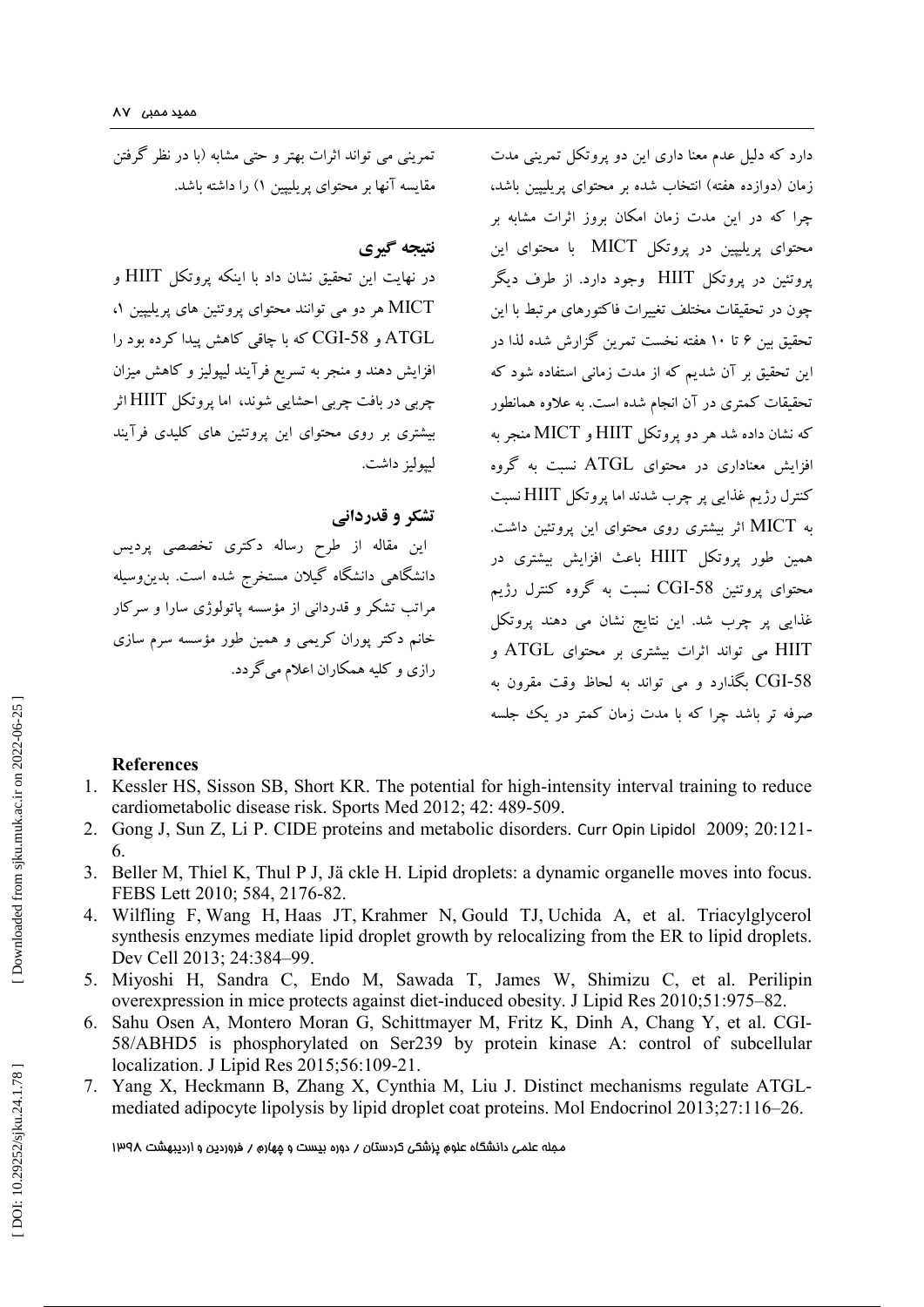دارد که دلیل عدم معنا داری این دو پروتکل تمرینی مدت زمان (دوازده هفته) انتخاب شده بر محتوای پریلیپین باشد، چرا که در این مدت زمان امکان بروز اثرات مشابه بر محتوای پریلیپین در پروتکل MICT با محتوای این پروتئین در پروتکل HIIT وجود دارد. از طرف دیگر چون در تحقیقات مختلف تغییرات فاکتورهای مرتبط با این تحقیق بین ۶ تا ۱۰ هفته نخست تمرین گزارش شده لذا در این تحقیق بر آن شدیم که از مدت زمانی استفاده شود که تحقیقات کمتری در آن انجام شده است. به علاوه همانطور که نشان داده شد هر دو پروتکل HIIT و MICT منجر به افزایش معناداری در محتوای ATGL نسبت به گروه کنترل رژیم غذایی پر چرب شدند اما پروتکل HIIT نسبت به MICT اثر بیشتری روی محتوای این پروتئین داشت. همین طور پروتکل HIIT باعث افزایش بیشتری در محتوای پروتئین CGI-58 نسبت به گروه کنترل رژیم غذایی پر چرب شد. این نتایج نشان می دهند پروتکل HIIT می تواند اثرات بیشتری بر محتوای ATGL و CGI-58 بگذارد و می تواند به لحاظ وقت مقرون به صرفه تر باشد چرا که با مدت زمان کمتر در یک جلسه تمرینی می تواند اثرات بهتر و حتی مشابه (با در نظر گرفتن مقایسه آنها بر محتوای پریلیپین ۱) را داشته باشد.

## نتیجه گیری

در نهایت این تحقیق نشان داد با اینکه پروتکل HIIT و MICT هر دو می توانند محتوای پروتئین های پریلیپین ۱، ATGL و CGI-58 که با چاقی کاهش پیدا کرده بود را افزایش دهند و منجر به تسریع فرآیند لیپولیز و کاهش میزان چربی در بافت چربی احشایی شوند، اما پروتکل HIIT اثر بیشتری بر روی محتوای این پروتئین های کلیدی فرآیند لیپولیز داشت.

## تشکر و قدردانی

این مقاله از طرح رساله دکتری تخصصی پردیس دانشگاهی دانشگاه گیلان مستخرج شده است. بدین‌وسیله مراتب تشکر و قدردانی از مؤسسه پاتولوژی سارا و سرکار خانم دکتر پوران کریمی و همین طور مؤسسه سرم سازی رازی و کلیه همکاران اعلام می‌گردد.

## References

1. Kessler HS, Sisson SB, Short KR. The potential for high-intensity interval training to reduce cardiometabolic disease risk. Sports Med 2012; 42: 489-509.
2. Gong J, Sun Z, Li P. CIDE proteins and metabolic disorders. Curr Opin Lipidol 2009; 20:121-6.
3. Beller M, Thiel K, Thul P J, Jä ckle H. Lipid droplets: a dynamic organelle moves into focus. FEBS Lett 2010; 584, 2176-82.
4. Wilfling F, Wang H, Haas JT, Krahmer N, Gould TJ, Uchida A, et al. Triacylglycerol synthesis enzymes mediate lipid droplet growth by relocalizing from the ER to lipid droplets. Dev Cell 2013; 24:384–99.
5. Miyoshi H, Sandra C, Endo M, Sawada T, James W, Shimizu C, et al. Perilipin overexpression in mice protects against diet-induced obesity. J Lipid Res 2010;51:975–82.
6. Sahu Osen A, Montero Moran G, Schittmayer M, Fritz K, Dinh A, Chang Y, et al. CGI-58/ABHD5 is phosphorylated on Ser239 by protein kinase A: control of subcellular localization. J Lipid Res 2015;56:109-21.
7. Yang X, Heckmann B, Zhang X, Cynthia M, Liu J. Distinct mechanisms regulate ATGL-mediated adipocyte lipolysis by lipid droplet coat proteins. Mol Endocrinol 2013;27:116–26.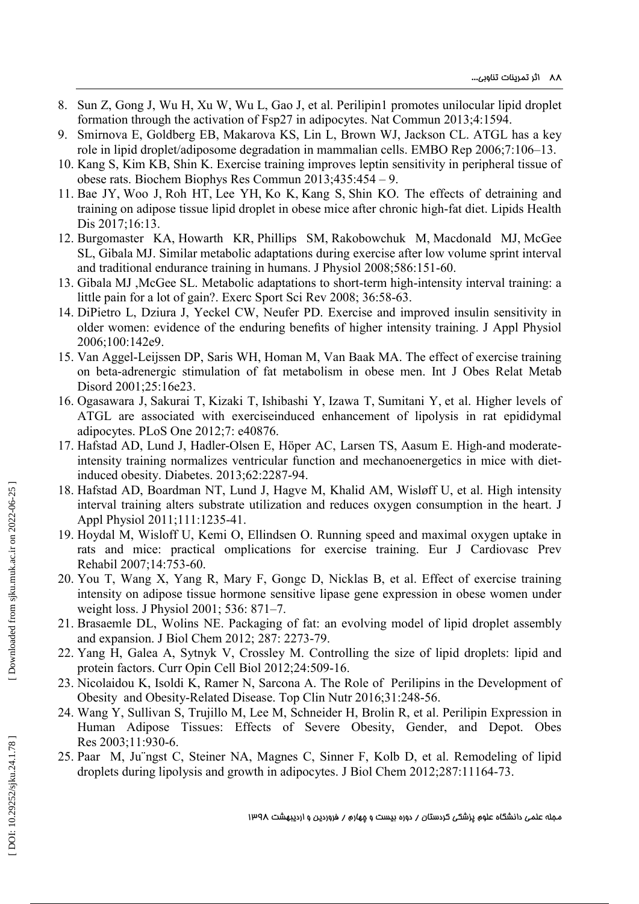8. Sun Z, Gong J, Wu H, Xu W, Wu L, Gao J, et al. Perilipin1 promotes unilocular lipid droplet formation through the activation of Fsp27 in adipocytes. Nat Commun 2013;4:1594.
9. Smirnova E, Goldberg EB, Makarova KS, Lin L, Brown WJ, Jackson CL. ATGL has a key role in lipid droplet/adiposome degradation in mammalian cells. EMBO Rep 2006;7:106–13.
10. Kang S, Kim KB, Shin K. Exercise training improves leptin sensitivity in peripheral tissue of obese rats. Biochem Biophys Res Commun 2013;435:454 – 9.
11. Bae JY, Woo J, Roh HT, Lee YH, Ko K, Kang S, Shin KO. The effects of detraining and training on adipose tissue lipid droplet in obese mice after chronic high-fat diet. Lipids Health Dis 2017;16:13.
12. Burgomaster KA, Howarth KR, Phillips SM, Rakobowchuk M, Macdonald MJ, McGee SL, Gibala MJ. Similar metabolic adaptations during exercise after low volume sprint interval and traditional endurance training in humans. J Physiol 2008;586:151-60.
13. Gibala MJ ,McGee SL. Metabolic adaptations to short-term high-intensity interval training: a little pain for a lot of gain?. Exerc Sport Sci Rev 2008; 36:58-63.
14. DiPietro L, Dziura J, Yeckel CW, Neufer PD. Exercise and improved insulin sensitivity in older women: evidence of the enduring benefits of higher intensity training. J Appl Physiol 2006;100:142e9.
15. Van Aggel-Leijssen DP, Saris WH, Homan M, Van Baak MA. The effect of exercise training on beta-adrenergic stimulation of fat metabolism in obese men. Int J Obes Relat Metab Disord 2001;25:16e23.
16. Ogasawara J, Sakurai T, Kizaki T, Ishibashi Y, Izawa T, Sumitani Y, et al. Higher levels of ATGL are associated with exerciseinduced enhancement of lipolysis in rat epididymal adipocytes. PLoS One 2012;7: e40876.
17. Hafstad AD, Lund J, Hadler-Olsen E, Höper AC, Larsen TS, Aasum E. High-and moderate-intensity training normalizes ventricular function and mechanoenergetics in mice with diet-induced obesity. Diabetes. 2013;62:2287-94.
18. Hafstad AD, Boardman NT, Lund J, Hagve M, Khalid AM, Wisløff U, et al. High intensity interval training alters substrate utilization and reduces oxygen consumption in the heart. J Appl Physiol 2011;111:1235-41.
19. Hoydal M, Wisloff U, Kemi O, Ellindsen O. Running speed and maximal oxygen uptake in rats and mice: practical omplications for exercise training. Eur J Cardiovasc Prev Rehabil 2007;14:753-60.
20. You T, Wang X, Yang R, Mary F, Gongc D, Nicklas B, et al. Effect of exercise training intensity on adipose tissue hormone sensitive lipase gene expression in obese women under weight loss. J Physiol 2001; 536: 871–7.
21. Brasaemle DL, Wolins NE. Packaging of fat: an evolving model of lipid droplet assembly and expansion. J Biol Chem 2012; 287: 2273-79.
22. Yang H, Galea A, Sytnyk V, Crossley M. Controlling the size of lipid droplets: lipid and protein factors. Curr Opin Cell Biol 2012;24:509-16.
23. Nicolaidou K, Isoldi K, Ramer N, Sarcona A. The Role of Perilipins in the Development of Obesity and Obesity-Related Disease. Top Clin Nutr 2016;31:248-56.
24. Wang Y, Sullivan S, Trujillo M, Lee M, Schneider H, Brolin R, et al. Perilipin Expression in Human Adipose Tissues: Effects of Severe Obesity, Gender, and Depot. Obes Res 2003;11:930-6.
25. Paar M, Ju¨ngst C, Steiner NA, Magnes C, Sinner F, Kolb D, et al. Remodeling of lipid droplets during lipolysis and growth in adipocytes. J Biol Chem 2012;287:11164-73.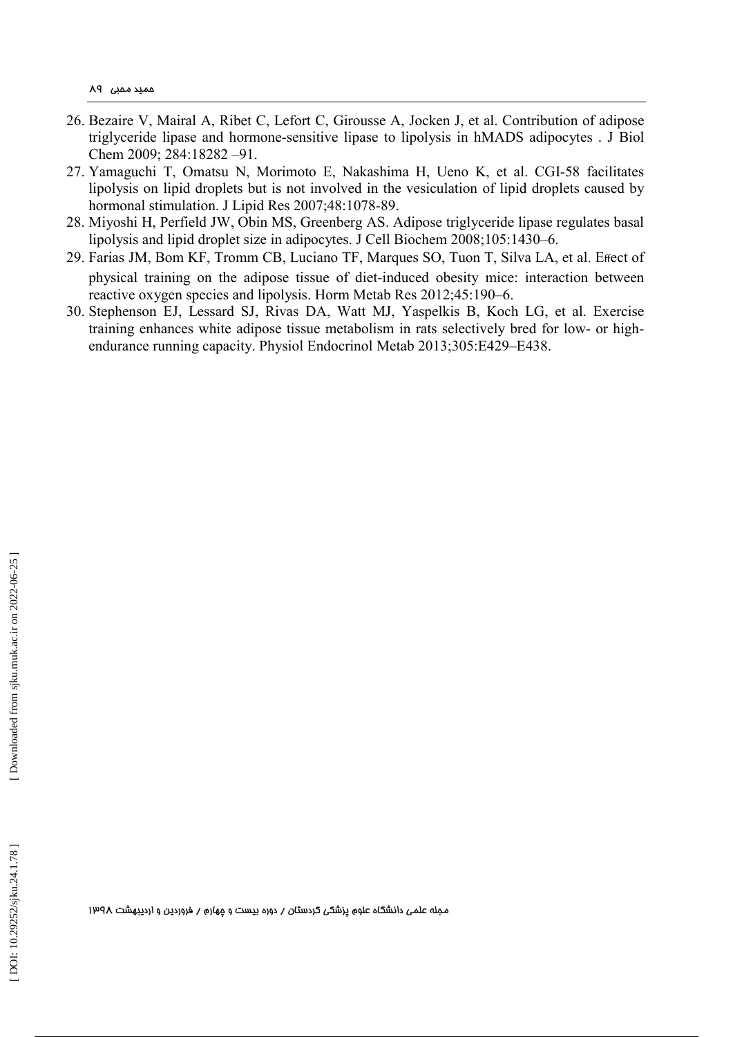26. Bezaire V, Mairal A, Ribet C, Lefort C, Girousse A, Jocken J, et al. Contribution of adipose triglyceride lipase and hormone-sensitive lipase to lipolysis in hMADS adipocytes . J Biol Chem 2009; 284:18282 –91.
27. Yamaguchi T, Omatsu N, Morimoto E, Nakashima H, Ueno K, et al. CGI-58 facilitates lipolysis on lipid droplets but is not involved in the vesiculation of lipid droplets caused by hormonal stimulation. J Lipid Res 2007;48:1078-89.
28. Miyoshi H, Perfield JW, Obin MS, Greenberg AS. Adipose triglyceride lipase regulates basal lipolysis and lipid droplet size in adipocytes. J Cell Biochem 2008;105:1430–6.
29. Farias JM, Bom KF, Tromm CB, Luciano TF, Marques SO, Tuon T, Silva LA, et al. Effect of physical training on the adipose tissue of diet-induced obesity mice: interaction between reactive oxygen species and lipolysis. Horm Metab Res 2012;45:190–6.
30. Stephenson EJ, Lessard SJ, Rivas DA, Watt MJ, Yaspelkis B, Koch LG, et al. Exercise training enhances white adipose tissue metabolism in rats selectively bred for low- or high-endurance running capacity. Physiol Endocrinol Metab 2013;305:E429–E438.